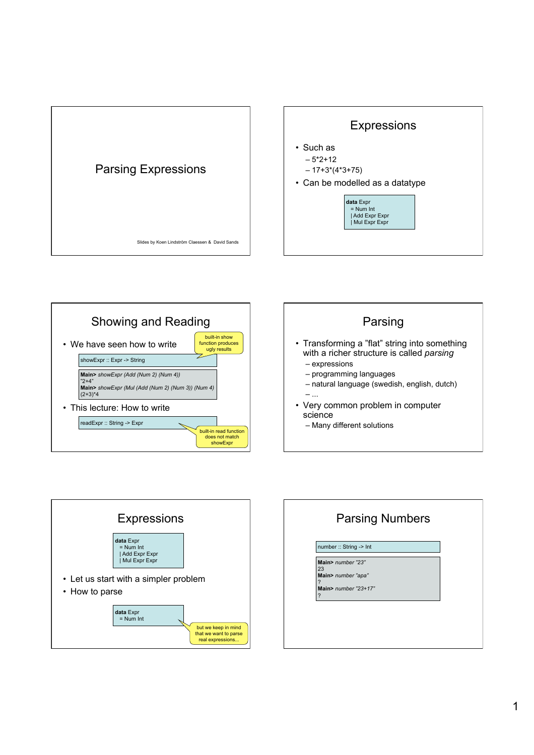# Parsing Expressions

Slides by Koen Lindström Claessen & David Sands

## Expressions

- Such as
  - 5*2+12
  - 17+3*(4*3+75)
- Can be modelled as a datatype

```
data Expr
  = Num Int
  | Add Expr Expr
  | Mul Expr Expr
```

## Showing and Reading

- We have seen how to write

```
showExpr :: Expr -> String
```

built-in show function produces ugly results

```
Main> showExpr (Add (Num 2) (Num 4))
"2+4"
Main> showExpr (Mul (Add (Num 2) (Num 3)) (Num 4)
(2+3)*4
```

- This lecture: How to write

```
readExpr :: String -> Expr
```

built-in read function does not match showExpr

## Parsing

- Transforming a "flat" string into something with a richer structure is called *parsing*
  - expressions
  - programming languages
  - natural language (swedish, english, dutch)
  - ...
- Very common problem in computer science
  - Many different solutions

## Expressions

```
data Expr
  = Num Int
  | Add Expr Expr
  | Mul Expr Expr
```

- Let us start with a simpler problem
- How to parse

```
data Expr
  = Num Int
```

but we keep in mind that we want to parse real expressions...

## Parsing Numbers

```
number :: String -> Int
```

```
Main> number "23"
23
Main> number "apa"
?
Main> number "23+17"
?
```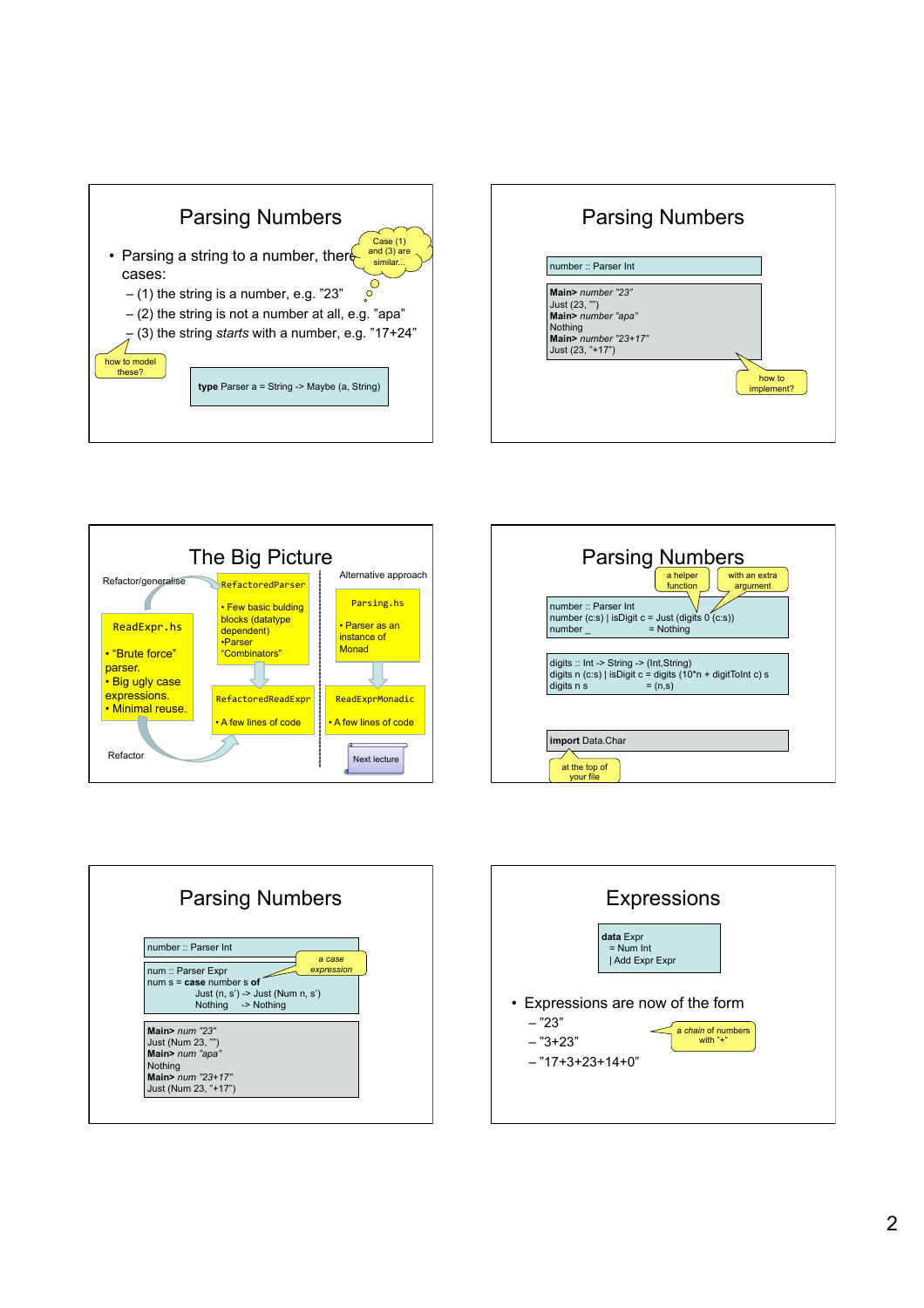## Parsing Numbers

- Parsing a string to a number, there are three cases:
  - (1) the string is a number, e.g. "23"
  - (2) the string is not a number at all, e.g. "apa"
  - (3) the string *starts* with a number, e.g. "17+24"

Case (1) and (3) are similar...

how to model these?

```
type Parser a = String -> Maybe (a, String)
```

## Parsing Numbers

```
number :: Parser Int
```

```
Main> number "23"
Just (23, "")
Main> number "apa"
Nothing
Main> number "23+17"
Just (23, "+17")
```

how to implement?

## The Big Picture

Refactor/generalise

**ReadExpr.hs**
- "Brute force" parser.
- Big ugly case expressions.
- Minimal reuse.

**RefactoredParser**
- Few basic bulding blocks (datatype dependent)
- Parser "Combinators"

**RefactoredReadExpr**
- A few lines of code

Refactor

Alternative approach

**Parsing.hs**
- Parser as an instance of Monad

**ReadExprMonadic**
- A few lines of code

Next lecture

## Parsing Numbers

a helper function

with an extra argument

```
number :: Parser Int
number (c:s) | isDigit c = Just (digits 0 (c:s))
number _                  = Nothing
```

```
digits :: Int -> String -> (Int,String)
digits n (c:s) | isDigit c = digits (10*n + digitToInt c) s
digits n s                 = (n,s)
```

```
import Data.Char
```

at the top of your file

## Parsing Numbers

```
number :: Parser Int
```

a case expression

```
num :: Parser Expr
num s = case number s of
          Just (n, s') -> Just (Num n, s')
          Nothing      -> Nothing
```

```
Main> num "23"
Just (Num 23, "")
Main> num "apa"
Nothing
Main> num "23+17"
Just (Num 23, "+17")
```

## Expressions

```
data Expr
  = Num Int
  | Add Expr Expr
```

- Expressions are now of the form
  - "23"
  - "3+23"
  - "17+3+23+14+0"

a chain of numbers with "+"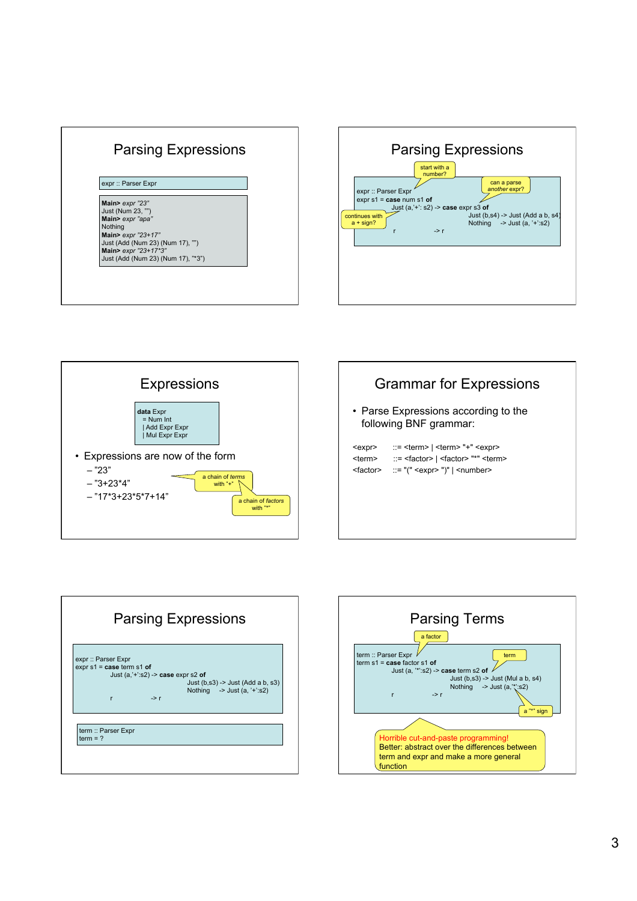## Parsing Expressions

```
expr :: Parser Expr
```

```
Main> expr "23"
Just (Num 23, "")
Main> expr "apa"
Nothing
Main> expr "23+17"
Just (Add (Num 23) (Num 17), "")
Main> expr "23+17*3"
Just (Add (Num 23) (Num 17), "*3")
```

## Parsing Expressions

```
expr :: Parser Expr
expr s1 = case num s1 of
           Just (a,'+': s2) -> case expr s3 of
                                 Just (b,s4) -> Just (Add a b, s4)
                                 Nothing     -> Just (a, '+':s2)
           r                -> r
```

- start with a number?
- can a parse another expr?
- continues with a + sign?

## Expressions

```
data Expr
  = Num Int
  | Add Expr Expr
  | Mul Expr Expr
```

- Expressions are now of the form
  - "23"
  - "3+23*4"
  - "17*3+23*5*7+14"

(a chain of *terms* with "+"; a chain of *factors* with "*")

## Grammar for Expressions

- Parse Expressions according to the following BNF grammar:

```
<expr>    ::= <term> | <term> "+" <expr>
<term>    ::= <factor> | <factor> "*" <term>
<factor>  ::= "(" <expr> ")" | <number>
```

## Parsing Expressions

```
expr :: Parser Expr
expr s1 = case term s1 of
           Just (a,'+':s2) -> case expr s2 of
                                Just (b,s3) -> Just (Add a b, s3)
                                Nothing     -> Just (a, '+':s2)
           r               -> r
```

```
term :: Parser Expr
term = ?
```

## Parsing Terms

```
term :: Parser Expr
term s1 = case factor s1 of
           Just (a, '*':s2) -> case term s2 of
                                 Just (b,s3) -> Just (Mul a b, s4)
                                 Nothing     -> Just (a,'*':s2)
           r                -> r
```

- a factor
- term
- a "*" sign

Horrible cut-and-paste programming!
Better: abstract over the differences between term and expr and make a more general function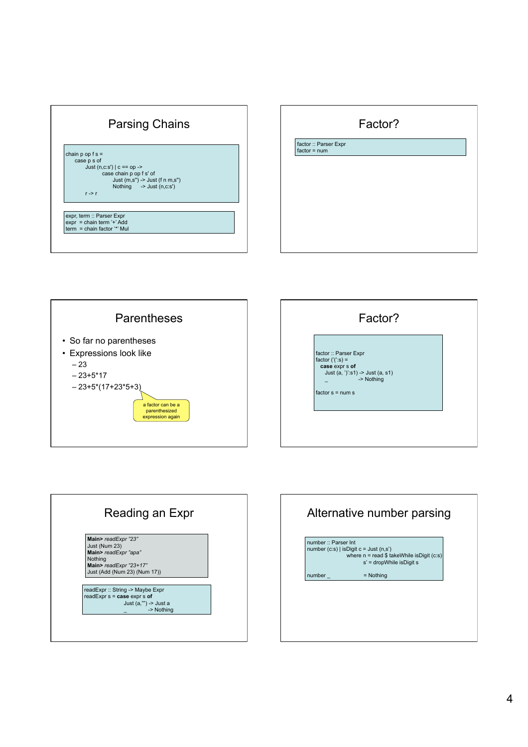## Parsing Chains

```
chain p op f s =
    case p s of
        Just (n,c:s') | c == op ->
            case chain p op f s' of
                Just (m,s'') -> Just (f n m,s'')
                Nothing      -> Just (n,c:s')
        r -> r
```

```
expr, term :: Parser Expr
expr  = chain term '+' Add
term  = chain factor '*' Mul
```

## Factor?

```
factor :: Parser Expr
factor = num
```

## Parentheses

- So far no parentheses
- Expressions look like
  - 23
  - 23+5*17
  - 23+5*(17+23*5+3)

a factor can be a parenthesized expression again

## Factor?

```
factor :: Parser Expr
factor ('(':s) =
   case expr s of
      Just (a, ')':s1) -> Just (a, s1)
      _                -> Nothing

factor s = num s
```

## Reading an Expr

```
Main> readExpr "23"
Just (Num 23)
Main> readExpr "apa"
Nothing
Main> readExpr "23+17"
Just (Add (Num 23) (Num 17))
```

```
readExpr :: String -> Maybe Expr
readExpr s = case expr s of
               Just (a,"") -> Just a
               _           -> Nothing
```

## Alternative number parsing

```
number :: Parser Int
number (c:s) | isDigit c = Just (n,s')
             where n = read $ takeWhile isDigit (c:s)
                   s' = dropWhile isDigit s

number _             = Nothing
```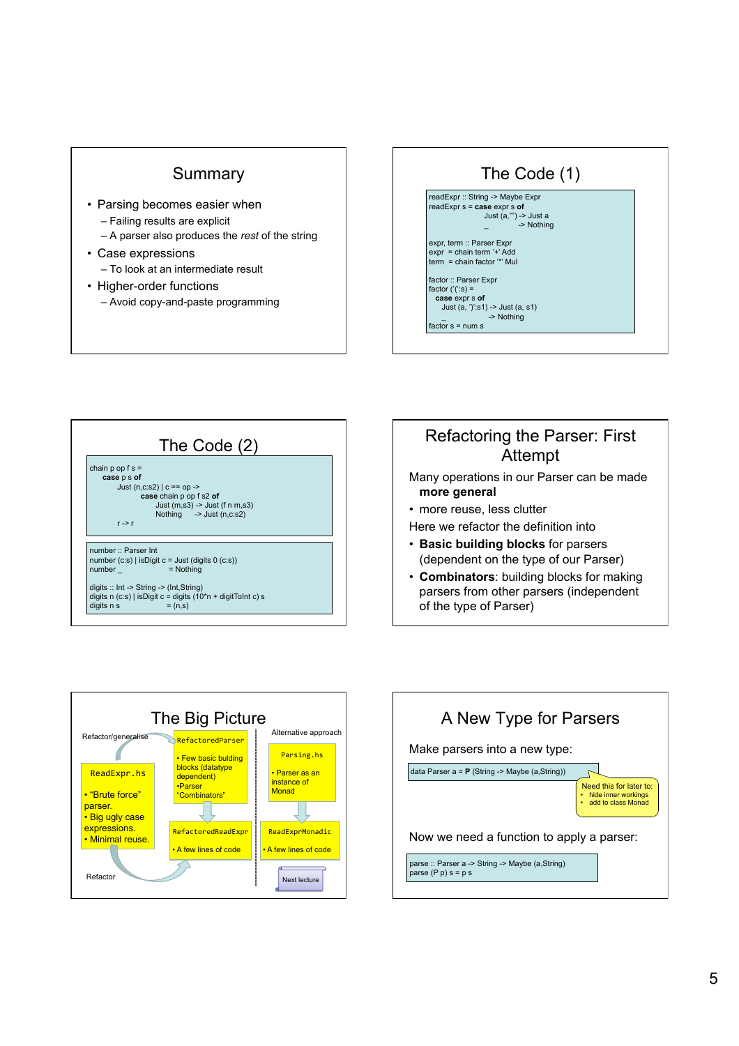## Summary

- Parsing becomes easier when
  - Failing results are explicit
  - A parser also produces the *rest* of the string
- Case expressions
  - To look at an intermediate result
- Higher-order functions
  - Avoid copy-and-paste programming

## The Code (1)

```
readExpr :: String -> Maybe Expr
readExpr s = case expr s of
               Just (a,"") -> Just a
               _           -> Nothing

expr, term :: Parser Expr
expr  = chain term '+' Add
term  = chain factor '*' Mul

factor :: Parser Expr
factor ('(':s) =
   case expr s of
     Just (a, ')':s1) -> Just (a, s1)
     _                -> Nothing
factor s = num s
```

## The Code (2)

```
chain p op f s =
   case p s of
      Just (n,c:s2) | c == op ->
                case chain p op f s2 of
                  Just (m,s3) -> Just (f n m,s3)
                  Nothing     -> Just (n,c:s2)
      r -> r
```

```
number :: Parser Int
number (c:s) | isDigit c = Just (digits 0 (c:s))
number _                 = Nothing

digits :: Int -> String -> (Int,String)
digits n (c:s) | isDigit c = digits (10*n + digitToInt c) s
digits n s                 = (n,s)
```

## Refactoring the Parser: First Attempt

Many operations in our Parser can be made **more general**

- more reuse, less clutter

Here we refactor the definition into

- **Basic building blocks** for parsers (dependent on the type of our Parser)
- **Combinators**: building blocks for making parsers from other parsers (independent of the type of Parser)

## The Big Picture

Refactor/generalise

**ReadExpr.hs**
- "Brute force" parser.
- Big ugly case expressions.
- Minimal reuse.

**RefactoredParser**
- Few basic bulding blocks (datatype dependent)
- Parser "Combinators"

**RefactoredReadExpr**
- A few lines of code

Refactor

Alternative approach

**Parsing.hs**
- Parser as an instance of Monad

**ReadExprMonadic**
- A few lines of code

Next lecture

## A New Type for Parsers

Make parsers into a new type:

```
data Parser a = P (String -> Maybe (a,String))
```

Need this for later to:
- hide inner workings
- add to class Monad

Now we need a function to apply a parser:

```
parse :: Parser a -> String -> Maybe (a,String)
parse (P p) s = p s
```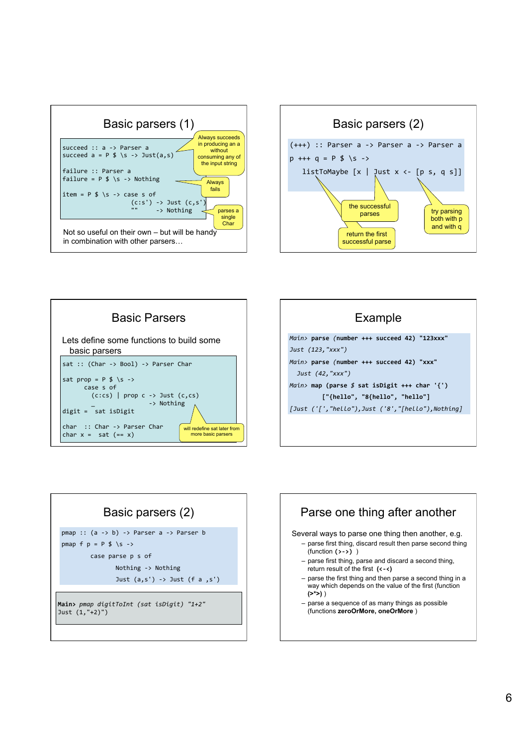## Basic parsers (1)

```
succeed :: a -> Parser a
succeed a = P $ \s -> Just(a,s)

failure :: Parser a
failure = P $ \s -> Nothing

item = P $ \s -> case s of
                   (c:s') -> Just (c,s')
                   ""     -> Nothing
```

Always succeeds in producing an a without consuming any of the input string

Always fails

parses a single Char

Not so useful on their own – but will be handy in combination with other parsers…

## Basic parsers (2)

```
(+++) :: Parser a -> Parser a -> Parser a
p +++ q = P $ \s ->
   listToMaybe [x | Just x <- [p s, q s]]
```

the successful parses

return the first successful parse

try parsing both with p and with q

## Basic Parsers

Lets define some functions to build some basic parsers

```
sat :: (Char -> Bool) -> Parser Char

sat prop = P $ \s ->
     case s of
       (c:cs) | prop c -> Just (c,cs)
              _        -> Nothing
digit =  sat isDigit

char  :: Char -> Parser Char
char x =  sat (== x)
```

will redefine sat later from more basic parsers

## Example

```
Main> parse (number +++ succeed 42) "123xxx"
Just (123,"xxx")
Main> parse (number +++ succeed 42) "xxx"
  Just (42,"xxx")
Main> map (parse $ sat isDigit +++ char '{')
        ["{hello", "8{hello", "hello"]
[Just ('[',"hello"),Just ('8',"[hello"),Nothing]
```

## Basic parsers (2)

```
pmap :: (a -> b) -> Parser a -> Parser b
pmap f p = P $ \s ->
        case parse p s of
             Nothing -> Nothing
             Just (a,s') -> Just (f a ,s')
```

```
Main> pmap digitToInt (sat isDigit) "1+2"
Just (1,"+2")")
```

## Parse one thing after another

Several ways to parse one thing then another, e.g.

- parse first thing, discard result then parse second thing (function **(>->)** )
- parse first thing, parse and discard a second thing, return result of the first **(<-<)**
- parse the first thing and then parse a second thing in a way which depends on the value of the first (function **(>*>)** )
- parse a sequence of as many things as possible (functions **zeroOrMore, oneOrMore** )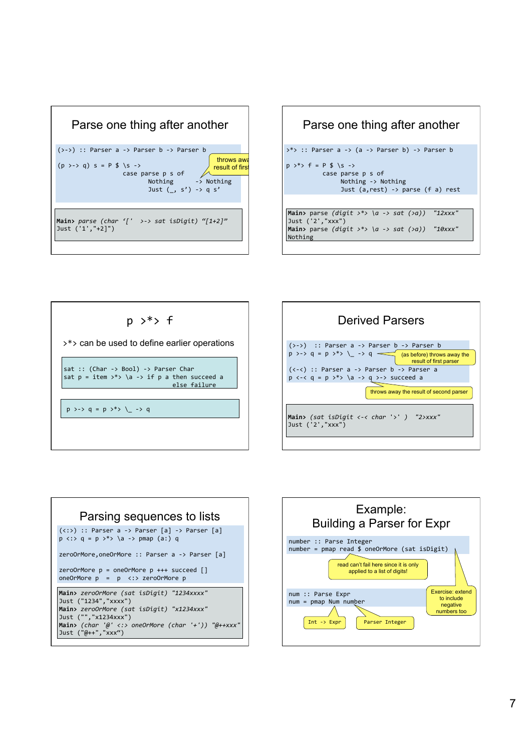## Parse one thing after another

```
(>->) :: Parser a -> Parser b -> Parser b

(p >-> q) s = P $ \s ->
              case parse p s of
                Nothing      -> Nothing
                Just (_, s') -> q s'
```

> throws away result of first

```
Main> parse (char '[' >-> sat isDigit) "[1+2]"
Just ('1',"+2]")
```

## Parse one thing after another

```
>*> :: Parser a -> (a -> Parser b) -> Parser b

p >*> f = P $ \s ->
          case parse p s of
            Nothing -> Nothing
            Just (a,rest) -> parse (f a) rest
```

```
Main> parse (digit >*> \a -> sat (>a))  "12xxx"
Just ('2',"xxx")
Main> parse (digit >*> \a -> sat (>a))  "10xxx"
Nothing
```

## p >*> f

>*> can be used to define earlier operations

```
sat :: (Char -> Bool) -> Parser Char
sat p = item >*> \a -> if p a then succeed a
                                else failure
```

```
p >-> q = p >*> \_ -> q
```

## Derived Parsers

```
(>->)  :: Parser a -> Parser b -> Parser b
p >-> q = p >*> \_ -> q

(<-<) :: Parser a -> Parser b -> Parser a
p <-< q = p >*> \a -> q >-> succeed a
```

> (as before) throws away the result of first parser

> throws away the result of second parser

```
Main> (sat isDigit <-< char '>' )  "2>xxx"
Just ('2',"xxx")
```

## Parsing sequences to lists

```
(<:>) :: Parser a -> Parser [a] -> Parser [a]
p <:> q = p >*> \a -> pmap (a:) q

zeroOrMore,oneOrMore :: Parser a -> Parser [a]

zeroOrMore p = oneOrMore p +++ succeed []
oneOrMore p  =  p  <:> zeroOrMore p
```

```
Main> zeroOrMore (sat isDigit) "1234xxxx"
Just ("1234","xxxx")
Main> zeroOrMore (sat isDigit) "x1234xxx"
Just ("","x1234xxx")
Main> (char '@' <:> oneOrMore (char '+')) "@++xxx"
Just ("@++","xxx")
```

## Example: Building a Parser for Expr

```
number :: Parse Integer
number = pmap read $ oneOrMore (sat isDigit)
```

> read can't fail here since it is only applied to a list of digits!

> Exercise: extend to include negative numbers too

```
num :: Parse Expr
num = pmap Num number
```

> `Int -> Expr`

> `Parser Integer`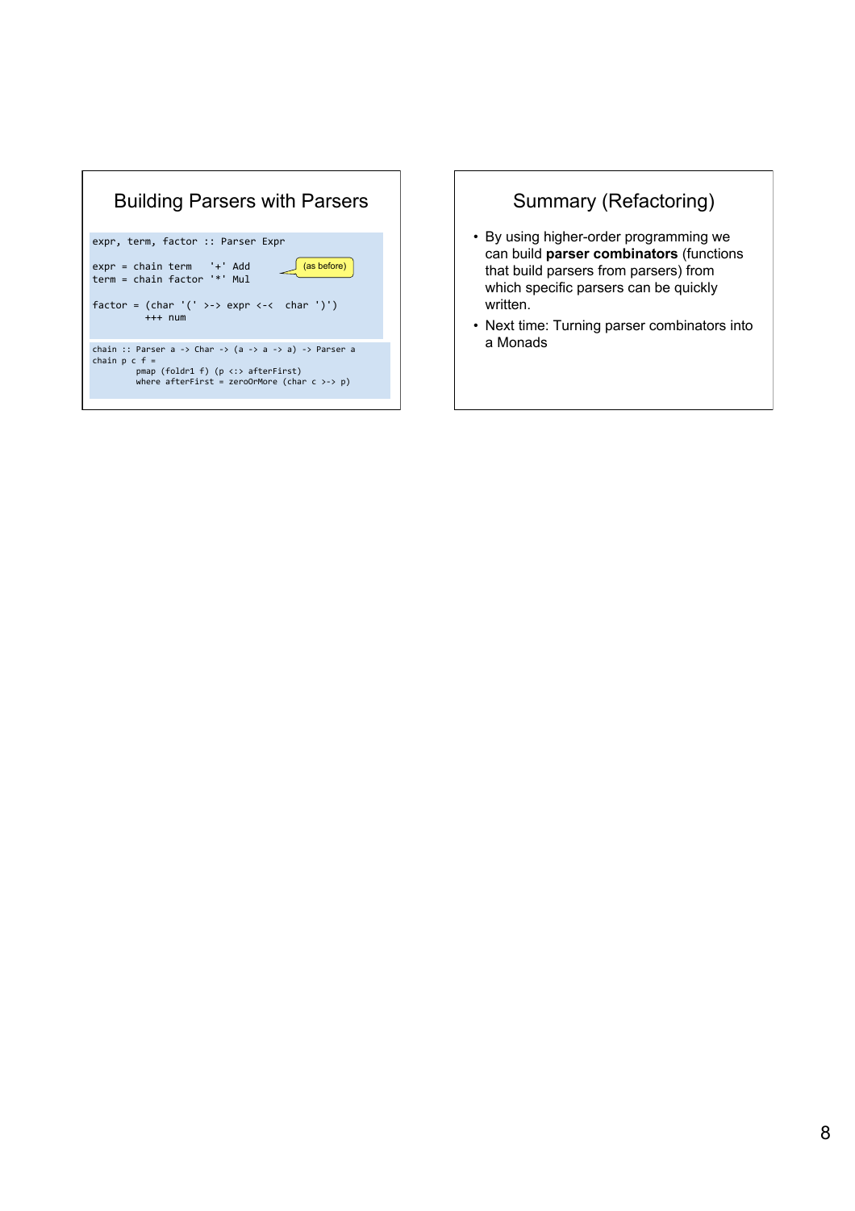## Building Parsers with Parsers

```
expr, term, factor :: Parser Expr

expr = chain term   '+' Add
term = chain factor '*' Mul

factor = (char '(' >-> expr <-<  char ')')
         +++ num
```

(as before)

```
chain :: Parser a -> Char -> (a -> a -> a) -> Parser a
chain p c f =
        pmap (foldr1 f) (p <:> afterFirst)
        where afterFirst = zeroOrMore (char c >-> p)
```

## Summary (Refactoring)

- By using higher-order programming we can build **parser combinators** (functions that build parsers from parsers) from which specific parsers can be quickly written.
- Next time: Turning parser combinators into a Monads